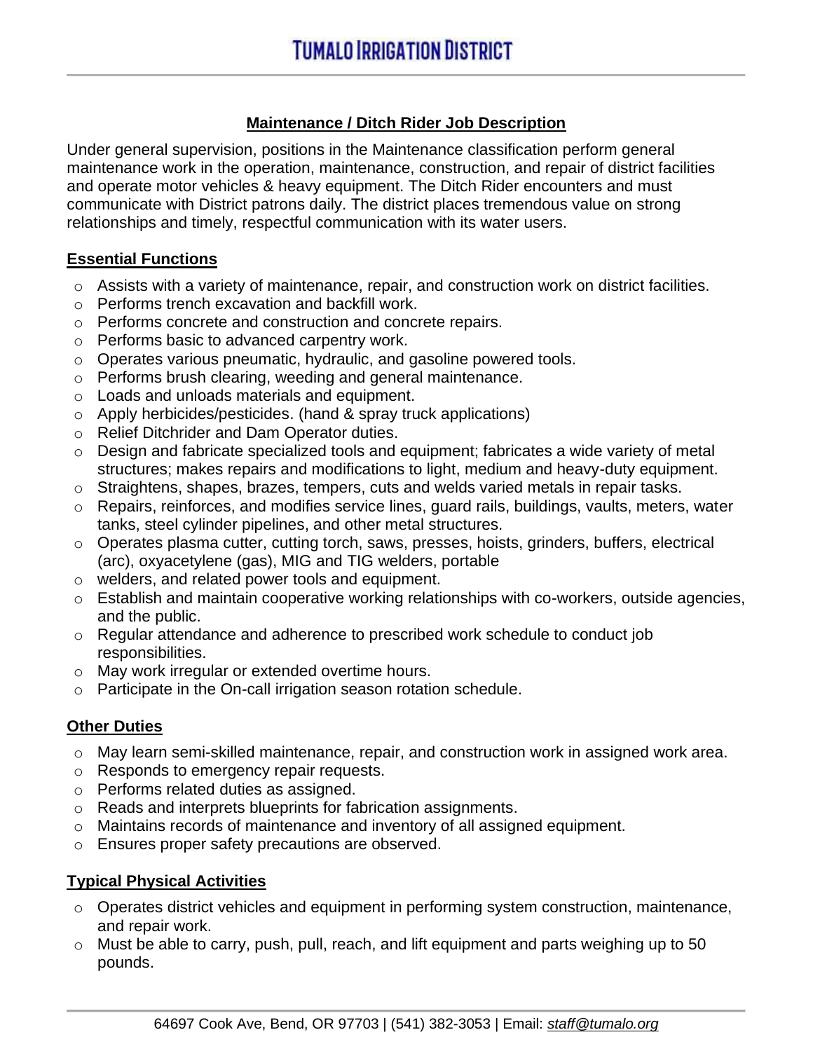# TUMALO IRRIGATION DISTRICT

## Maintenance / Ditch Rider Job Description

Under general supervision, positions in the Maintenance classification perform general maintenance work in the operation, maintenance, construction, and repair of district facilities and operate motor vehicles & heavy equipment. The Ditch Rider encounters and must communicate with District patrons daily. The district places tremendous value on strong relationships and timely, respectful communication with its water users.

### Essential Functions

- Assists with a variety of maintenance, repair, and construction work on district facilities.
- Performs trench excavation and backfill work.
- Performs concrete and construction and concrete repairs.
- Performs basic to advanced carpentry work.
- Operates various pneumatic, hydraulic, and gasoline powered tools.
- Performs brush clearing, weeding and general maintenance.
- Loads and unloads materials and equipment.
- Apply herbicides/pesticides. (hand & spray truck applications)
- Relief Ditchrider and Dam Operator duties.
- Design and fabricate specialized tools and equipment; fabricates a wide variety of metal structures; makes repairs and modifications to light, medium and heavy-duty equipment.
- Straightens, shapes, brazes, tempers, cuts and welds varied metals in repair tasks.
- Repairs, reinforces, and modifies service lines, guard rails, buildings, vaults, meters, water tanks, steel cylinder pipelines, and other metal structures.
- Operates plasma cutter, cutting torch, saws, presses, hoists, grinders, buffers, electrical (arc), oxyacetylene (gas), MIG and TIG welders, portable
- welders, and related power tools and equipment.
- Establish and maintain cooperative working relationships with co-workers, outside agencies, and the public.
- Regular attendance and adherence to prescribed work schedule to conduct job responsibilities.
- May work irregular or extended overtime hours.
- Participate in the On-call irrigation season rotation schedule.

### Other Duties

- May learn semi-skilled maintenance, repair, and construction work in assigned work area.
- Responds to emergency repair requests.
- Performs related duties as assigned.
- Reads and interprets blueprints for fabrication assignments.
- Maintains records of maintenance and inventory of all assigned equipment.
- Ensures proper safety precautions are observed.

### Typical Physical Activities

- Operates district vehicles and equipment in performing system construction, maintenance, and repair work.
- Must be able to carry, push, pull, reach, and lift equipment and parts weighing up to 50 pounds.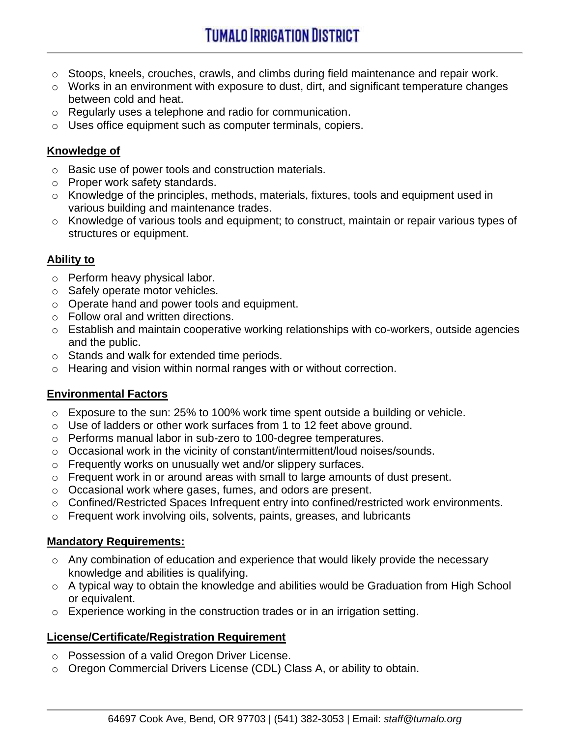- Stoops, kneels, crouches, crawls, and climbs during field maintenance and repair work.
- Works in an environment with exposure to dust, dirt, and significant temperature changes between cold and heat.
- Regularly uses a telephone and radio for communication.
- Uses office equipment such as computer terminals, copiers.

**Knowledge of**

- Basic use of power tools and construction materials.
- Proper work safety standards.
- Knowledge of the principles, methods, materials, fixtures, tools and equipment used in various building and maintenance trades.
- Knowledge of various tools and equipment; to construct, maintain or repair various types of structures or equipment.

**Ability to**

- Perform heavy physical labor.
- Safely operate motor vehicles.
- Operate hand and power tools and equipment.
- Follow oral and written directions.
- Establish and maintain cooperative working relationships with co-workers, outside agencies and the public.
- Stands and walk for extended time periods.
- Hearing and vision within normal ranges with or without correction.

**Environmental Factors**

- Exposure to the sun: 25% to 100% work time spent outside a building or vehicle.
- Use of ladders or other work surfaces from 1 to 12 feet above ground.
- Performs manual labor in sub-zero to 100-degree temperatures.
- Occasional work in the vicinity of constant/intermittent/loud noises/sounds.
- Frequently works on unusually wet and/or slippery surfaces.
- Frequent work in or around areas with small to large amounts of dust present.
- Occasional work where gases, fumes, and odors are present.
- Confined/Restricted Spaces Infrequent entry into confined/restricted work environments.
- Frequent work involving oils, solvents, paints, greases, and lubricants

**Mandatory Requirements:**

- Any combination of education and experience that would likely provide the necessary knowledge and abilities is qualifying.
- A typical way to obtain the knowledge and abilities would be Graduation from High School or equivalent.
- Experience working in the construction trades or in an irrigation setting.

**License/Certificate/Registration Requirement**

- Possession of a valid Oregon Driver License.
- Oregon Commercial Drivers License (CDL) Class A, or ability to obtain.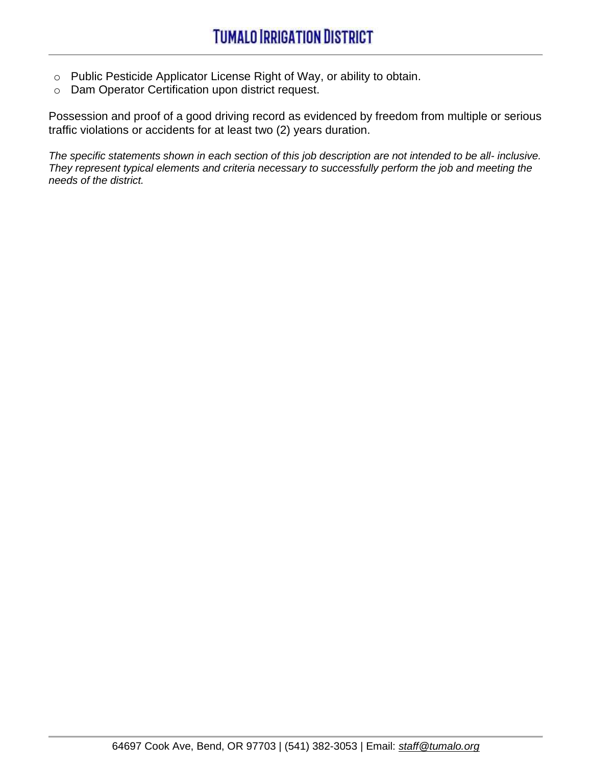- Public Pesticide Applicator License Right of Way, or ability to obtain.
- Dam Operator Certification upon district request.

Possession and proof of a good driving record as evidenced by freedom from multiple or serious traffic violations or accidents for at least two (2) years duration.

*The specific statements shown in each section of this job description are not intended to be all- inclusive. They represent typical elements and criteria necessary to successfully perform the job and meeting the needs of the district.*